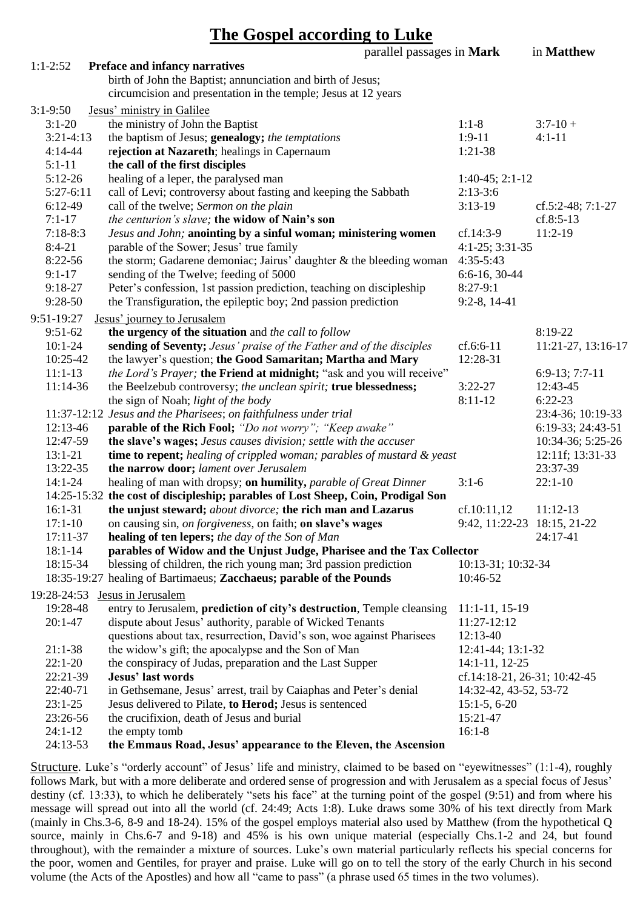# The Gospel according to Luke

| | | parallel passages in **Mark** | in **Matthew** |
|---|---|---|---|
| 1:1-2:52 | **Preface and infancy narratives** | | |
| | birth of John the Baptist; annunciation and birth of Jesus; circumcision and presentation in the temple; Jesus at 12 years | | |
| 3:1-9:50 | Jesus' ministry in Galilee | | |
| 3:1-20 | the ministry of John the Baptist | 1:1-8 | 3:7-10 + |
| 3:21-4:13 | the baptism of Jesus; **genealogy;** *the temptations* | 1:9-11 | 4:1-11 |
| 4:14-44 | **rejection at Nazareth**; healings in Capernaum | 1:21-38 | |
| 5:1-11 | **the call of the first disciples** | | |
| 5:12-26 | healing of a leper, the paralysed man | 1:40-45; 2:1-12 | |
| 5:27-6:11 | call of Levi; controversy about fasting and keeping the Sabbath | 2:13-3:6 | |
| 6:12-49 | call of the twelve; *Sermon on the plain* | 3:13-19 | cf.5:2-48; 7:1-27 |
| 7:1-17 | *the centurion's slave;* **the widow of Nain's son** | | cf.8:5-13 |
| 7:18-8:3 | *Jesus and John;* **anointing by a sinful woman; ministering women** | cf.14:3-9 | 11:2-19 |
| 8:4-21 | parable of the Sower; Jesus' true family | 4:1-25; 3:31-35 | |
| 8:22-56 | the storm; Gadarene demoniac; Jairus' daughter & the bleeding woman | 4:35-5:43 | |
| 9:1-17 | sending of the Twelve; feeding of 5000 | 6:6-16, 30-44 | |
| 9:18-27 | Peter's confession, 1st passion prediction, teaching on discipleship | 8:27-9:1 | |
| 9:28-50 | the Transfiguration, the epileptic boy; 2nd passion prediction | 9:2-8, 14-41 | |
| 9:51-19:27 | Jesus' journey to Jerusalem | | |
| 9:51-62 | **the urgency of the situation** and *the call to follow* | | 8:19-22 |
| 10:1-24 | **sending of Seventy;** *Jesus' praise of the Father and of the disciples* | cf.6:6-11 | 11:21-27, 13:16-17 |
| 10:25-42 | the lawyer's question; **the Good Samaritan; Martha and Mary** | 12:28-31 | |
| 11:1-13 | *the Lord's Prayer;* **the Friend at midnight;** "ask and you will receive" | | 6:9-13; 7:7-11 |
| 11:14-36 | the Beelzebub controversy; *the unclean spirit;* **true blessedness;** | 3:22-27 | 12:43-45 |
| | the sign of Noah; *light of the body* | 8:11-12 | 6:22-23 |
| 11:37-12:12 | *Jesus and the Pharisees*; *on faithfulness under trial* | | 23:4-36; 10:19-33 |
| 12:13-46 | **parable of the Rich Fool;** *"Do not worry"; "Keep awake"* | | 6:19-33; 24:43-51 |
| 12:47-59 | **the slave's wages;** *Jesus causes division; settle with the accuser* | | 10:34-36; 5:25-26 |
| 13:1-21 | **time to repent;** *healing of crippled woman; parables of mustard & yeast* | | 12:11f; 13:31-33 |
| 13:22-35 | **the narrow door;** *lament over Jerusalem* | | 23:37-39 |
| 14:1-24 | healing of man with dropsy; **on humility,** *parable of Great Dinner* | 3:1-6 | 22:1-10 |
| 14:25-15:32 | **the cost of discipleship; parables of Lost Sheep, Coin, Prodigal Son** | | |
| 16:1-31 | **the unjust steward;** *about divorce;* **the rich man and Lazarus** | cf.10:11,12 | 11:12-13 |
| 17:1-10 | on causing sin, *on forgiveness*, on faith; **on slave's wages** | 9:42, 11:22-23 | 18:15, 21-22 |
| 17:11-37 | **healing of ten lepers;** *the day of the Son of Man* | | 24:17-41 |
| 18:1-14 | **parables of Widow and the Unjust Judge, Pharisee and the Tax Collector** | | |
| 18:15-34 | blessing of children, the rich young man; 3rd passion prediction | 10:13-31; 10:32-34 | |
| 18:35-19:27 | healing of Bartimaeus; **Zacchaeus; parable of the Pounds** | 10:46-52 | |
| 19:28-24:53 | Jesus in Jerusalem | | |
| 19:28-48 | entry to Jerusalem, **prediction of city's destruction**, Temple cleansing | 11:1-11, 15-19 | |
| 20:1-47 | dispute about Jesus' authority, parable of Wicked Tenants | 11:27-12:12 | |
| | questions about tax, resurrection, David's son, woe against Pharisees | 12:13-40 | |
| 21:1-38 | the widow's gift; the apocalypse and the Son of Man | 12:41-44; 13:1-32 | |
| 22:1-20 | the conspiracy of Judas, preparation and the Last Supper | 14:1-11, 12-25 | |
| 22:21-39 | **Jesus' last words** | cf.14:18-21, 26-31; 10:42-45 | |
| 22:40-71 | in Gethsemane, Jesus' arrest, trail by Caiaphas and Peter's denial | 14:32-42, 43-52, 53-72 | |
| 23:1-25 | Jesus delivered to Pilate, **to Herod;** Jesus is sentenced | 15:1-5, 6-20 | |
| 23:26-56 | the crucifixion, death of Jesus and burial | 15:21-47 | |
| 24:1-12 | the empty tomb | 16:1-8 | |
| 24:13-53 | **the Emmaus Road, Jesus' appearance to the Eleven, the Ascension** | | |

Structure. Luke's "orderly account" of Jesus' life and ministry, claimed to be based on "eyewitnesses" (1:1-4), roughly follows Mark, but with a more deliberate and ordered sense of progression and with Jerusalem as a special focus of Jesus' destiny (cf. 13:33), to which he deliberately "sets his face" at the turning point of the gospel (9:51) and from where his message will spread out into all the world (cf. 24:49; Acts 1:8). Luke draws some 30% of his text directly from Mark (mainly in Chs.3-6, 8-9 and 18-24). 15% of the gospel employs material also used by Matthew (from the hypothetical Q source, mainly in Chs.6-7 and 9-18) and 45% is his own unique material (especially Chs.1-2 and 24, but found throughout), with the remainder a mixture of sources. Luke's own material particularly reflects his special concerns for the poor, women and Gentiles, for prayer and praise. Luke will go on to tell the story of the early Church in his second volume (the Acts of the Apostles) and how all "came to pass" (a phrase used 65 times in the two volumes).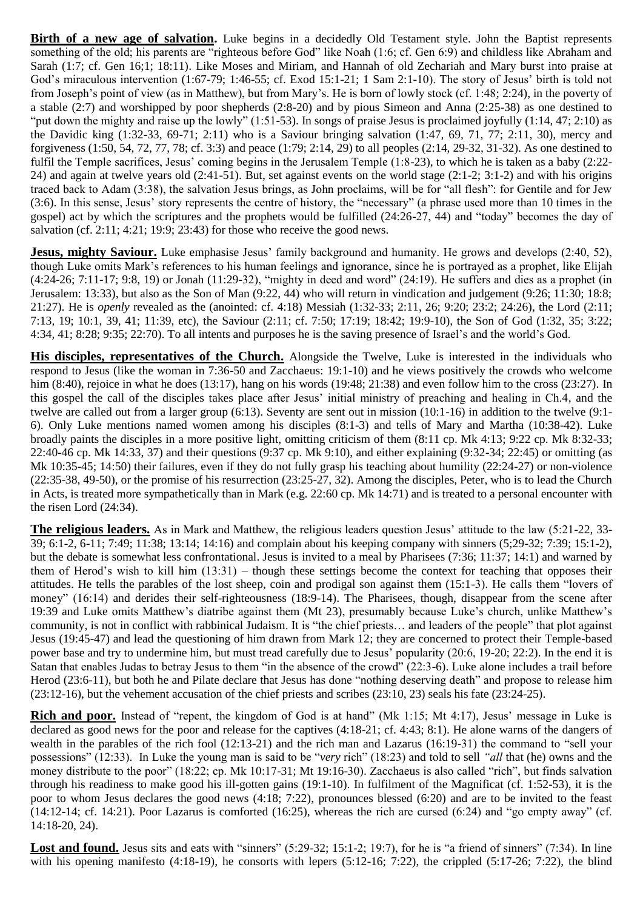**Birth of a new age of salvation.** Luke begins in a decidedly Old Testament style. John the Baptist represents something of the old; his parents are "righteous before God" like Noah (1:6; cf. Gen 6:9) and childless like Abraham and Sarah (1:7; cf. Gen 16;1; 18:11). Like Moses and Miriam, and Hannah of old Zechariah and Mary burst into praise at God's miraculous intervention (1:67-79; 1:46-55; cf. Exod 15:1-21; 1 Sam 2:1-10). The story of Jesus' birth is told not from Joseph's point of view (as in Matthew), but from Mary's. He is born of lowly stock (cf. 1:48; 2:24), in the poverty of a stable (2:7) and worshipped by poor shepherds (2:8-20) and by pious Simeon and Anna (2:25-38) as one destined to "put down the mighty and raise up the lowly" (1:51-53). In songs of praise Jesus is proclaimed joyfully (1:14, 47; 2:10) as the Davidic king (1:32-33, 69-71; 2:11) who is a Saviour bringing salvation (1:47, 69, 71, 77; 2:11, 30), mercy and forgiveness (1:50, 54, 72, 77, 78; cf. 3:3) and peace (1:79; 2:14, 29) to all peoples (2:14, 29-32, 31-32). As one destined to fulfil the Temple sacrifices, Jesus' coming begins in the Jerusalem Temple (1:8-23), to which he is taken as a baby (2:22-24) and again at twelve years old (2:41-51). But, set against events on the world stage (2:1-2; 3:1-2) and with his origins traced back to Adam (3:38), the salvation Jesus brings, as John proclaims, will be for "all flesh": for Gentile and for Jew (3:6). In this sense, Jesus' story represents the centre of history, the "necessary" (a phrase used more than 10 times in the gospel) act by which the scriptures and the prophets would be fulfilled (24:26-27, 44) and "today" becomes the day of salvation (cf. 2:11; 4:21; 19:9; 23:43) for those who receive the good news.

**Jesus, mighty Saviour.** Luke emphasise Jesus' family background and humanity. He grows and develops (2:40, 52), though Luke omits Mark's references to his human feelings and ignorance, since he is portrayed as a prophet, like Elijah (4:24-26; 7:11-17; 9:8, 19) or Jonah (11:29-32), "mighty in deed and word" (24:19). He suffers and dies as a prophet (in Jerusalem: 13:33), but also as the Son of Man (9:22, 44) who will return in vindication and judgement (9:26; 11:30; 18:8; 21:27). He is *openly* revealed as the (anointed: cf. 4:18) Messiah (1:32-33; 2:11, 26; 9:20; 23:2; 24:26), the Lord (2:11; 7:13, 19; 10:1, 39, 41; 11:39, etc), the Saviour (2:11; cf. 7:50; 17:19; 18:42; 19:9-10), the Son of God (1:32, 35; 3:22; 4:34, 41; 8:28; 9:35; 22:70). To all intents and purposes he is the saving presence of Israel's and the world's God.

**His disciples, representatives of the Church.** Alongside the Twelve, Luke is interested in the individuals who respond to Jesus (like the woman in 7:36-50 and Zacchaeus: 19:1-10) and he views positively the crowds who welcome him (8:40), rejoice in what he does (13:17), hang on his words (19:48; 21:38) and even follow him to the cross (23:27). In this gospel the call of the disciples takes place after Jesus' initial ministry of preaching and healing in Ch.4, and the twelve are called out from a larger group (6:13). Seventy are sent out in mission (10:1-16) in addition to the twelve (9:1-6). Only Luke mentions named women among his disciples (8:1-3) and tells of Mary and Martha (10:38-42). Luke broadly paints the disciples in a more positive light, omitting criticism of them (8:11 cp. Mk 4:13; 9:22 cp. Mk 8:32-33; 22:40-46 cp. Mk 14:33, 37) and their questions (9:37 cp. Mk 9:10), and either explaining (9:32-34; 22:45) or omitting (as Mk 10:35-45; 14:50) their failures, even if they do not fully grasp his teaching about humility (22:24-27) or non-violence (22:35-38, 49-50), or the promise of his resurrection (23:25-27, 32). Among the disciples, Peter, who is to lead the Church in Acts, is treated more sympathetically than in Mark (e.g. 22:60 cp. Mk 14:71) and is treated to a personal encounter with the risen Lord (24:34).

**The religious leaders.** As in Mark and Matthew, the religious leaders question Jesus' attitude to the law (5:21-22, 33-39; 6:1-2, 6-11; 7:49; 11:38; 13:14; 14:16) and complain about his keeping company with sinners (5;29-32; 7:39; 15:1-2), but the debate is somewhat less confrontational. Jesus is invited to a meal by Pharisees (7:36; 11:37; 14:1) and warned by them of Herod's wish to kill him (13:31) – though these settings become the context for teaching that opposes their attitudes. He tells the parables of the lost sheep, coin and prodigal son against them (15:1-3). He calls them "lovers of money" (16:14) and derides their self-righteousness (18:9-14). The Pharisees, though, disappear from the scene after 19:39 and Luke omits Matthew's diatribe against them (Mt 23), presumably because Luke's church, unlike Matthew's community, is not in conflict with rabbinical Judaism. It is "the chief priests… and leaders of the people" that plot against Jesus (19:45-47) and lead the questioning of him drawn from Mark 12; they are concerned to protect their Temple-based power base and try to undermine him, but must tread carefully due to Jesus' popularity (20:6, 19-20; 22:2). In the end it is Satan that enables Judas to betray Jesus to them "in the absence of the crowd" (22:3-6). Luke alone includes a trail before Herod (23:6-11), but both he and Pilate declare that Jesus has done "nothing deserving death" and propose to release him (23:12-16), but the vehement accusation of the chief priests and scribes (23:10, 23) seals his fate (23:24-25).

**Rich and poor.** Instead of "repent, the kingdom of God is at hand" (Mk 1:15; Mt 4:17), Jesus' message in Luke is declared as good news for the poor and release for the captives (4:18-21; cf. 4:43; 8:1). He alone warns of the dangers of wealth in the parables of the rich fool (12:13-21) and the rich man and Lazarus (16:19-31) the command to "sell your possessions" (12:33). In Luke the young man is said to be "*very* rich" (18:23) and told to sell *"all* that (he) owns and the money distribute to the poor" (18:22; cp. Mk 10:17-31; Mt 19:16-30). Zacchaeus is also called "rich", but finds salvation through his readiness to make good his ill-gotten gains (19:1-10). In fulfilment of the Magnificat (cf. 1:52-53), it is the poor to whom Jesus declares the good news (4:18; 7:22), pronounces blessed (6:20) and are to be invited to the feast (14:12-14; cf. 14:21). Poor Lazarus is comforted (16:25), whereas the rich are cursed (6:24) and "go empty away" (cf. 14:18-20, 24).

**Lost and found.** Jesus sits and eats with "sinners" (5:29-32; 15:1-2; 19:7), for he is "a friend of sinners" (7:34). In line with his opening manifesto (4:18-19), he consorts with lepers (5:12-16; 7:22), the crippled (5:17-26; 7:22), the blind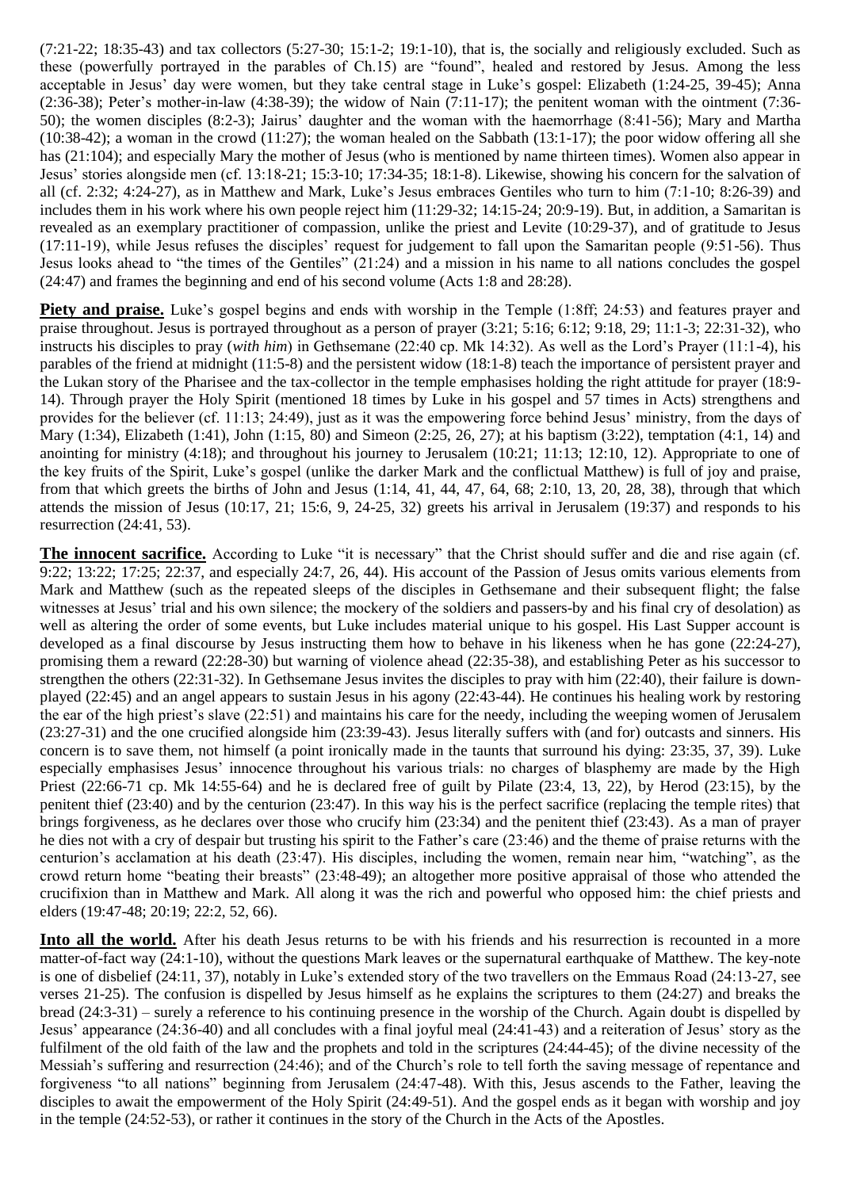(7:21-22; 18:35-43) and tax collectors (5:27-30; 15:1-2; 19:1-10), that is, the socially and religiously excluded. Such as these (powerfully portrayed in the parables of Ch.15) are "found", healed and restored by Jesus. Among the less acceptable in Jesus' day were women, but they take central stage in Luke's gospel: Elizabeth (1:24-25, 39-45); Anna (2:36-38); Peter's mother-in-law (4:38-39); the widow of Nain (7:11-17); the penitent woman with the ointment (7:36-50); the women disciples (8:2-3); Jairus' daughter and the woman with the haemorrhage (8:41-56); Mary and Martha (10:38-42); a woman in the crowd (11:27); the woman healed on the Sabbath (13:1-17); the poor widow offering all she has (21:104); and especially Mary the mother of Jesus (who is mentioned by name thirteen times). Women also appear in Jesus' stories alongside men (cf. 13:18-21; 15:3-10; 17:34-35; 18:1-8). Likewise, showing his concern for the salvation of all (cf. 2:32; 4:24-27), as in Matthew and Mark, Luke's Jesus embraces Gentiles who turn to him (7:1-10; 8:26-39) and includes them in his work where his own people reject him (11:29-32; 14:15-24; 20:9-19). But, in addition, a Samaritan is revealed as an exemplary practitioner of compassion, unlike the priest and Levite (10:29-37), and of gratitude to Jesus (17:11-19), while Jesus refuses the disciples' request for judgement to fall upon the Samaritan people (9:51-56). Thus Jesus looks ahead to "the times of the Gentiles" (21:24) and a mission in his name to all nations concludes the gospel (24:47) and frames the beginning and end of his second volume (Acts 1:8 and 28:28).

**Piety and praise.** Luke's gospel begins and ends with worship in the Temple (1:8ff; 24:53) and features prayer and praise throughout. Jesus is portrayed throughout as a person of prayer (3:21; 5:16; 6:12; 9:18, 29; 11:1-3; 22:31-32), who instructs his disciples to pray (*with him*) in Gethsemane (22:40 cp. Mk 14:32). As well as the Lord's Prayer (11:1-4), his parables of the friend at midnight (11:5-8) and the persistent widow (18:1-8) teach the importance of persistent prayer and the Lukan story of the Pharisee and the tax-collector in the temple emphasises holding the right attitude for prayer (18:9-14). Through prayer the Holy Spirit (mentioned 18 times by Luke in his gospel and 57 times in Acts) strengthens and provides for the believer (cf. 11:13; 24:49), just as it was the empowering force behind Jesus' ministry, from the days of Mary (1:34), Elizabeth (1:41), John (1:15, 80) and Simeon (2:25, 26, 27); at his baptism (3:22), temptation (4:1, 14) and anointing for ministry (4:18); and throughout his journey to Jerusalem (10:21; 11:13; 12:10, 12). Appropriate to one of the key fruits of the Spirit, Luke's gospel (unlike the darker Mark and the conflictual Matthew) is full of joy and praise, from that which greets the births of John and Jesus (1:14, 41, 44, 47, 64, 68; 2:10, 13, 20, 28, 38), through that which attends the mission of Jesus (10:17, 21; 15:6, 9, 24-25, 32) greets his arrival in Jerusalem (19:37) and responds to his resurrection (24:41, 53).

**The innocent sacrifice.** According to Luke "it is necessary" that the Christ should suffer and die and rise again (cf. 9:22; 13:22; 17:25; 22:37, and especially 24:7, 26, 44). His account of the Passion of Jesus omits various elements from Mark and Matthew (such as the repeated sleeps of the disciples in Gethsemane and their subsequent flight; the false witnesses at Jesus' trial and his own silence; the mockery of the soldiers and passers-by and his final cry of desolation) as well as altering the order of some events, but Luke includes material unique to his gospel. His Last Supper account is developed as a final discourse by Jesus instructing them how to behave in his likeness when he has gone (22:24-27), promising them a reward (22:28-30) but warning of violence ahead (22:35-38), and establishing Peter as his successor to strengthen the others (22:31-32). In Gethsemane Jesus invites the disciples to pray with him (22:40), their failure is down-played (22:45) and an angel appears to sustain Jesus in his agony (22:43-44). He continues his healing work by restoring the ear of the high priest's slave (22:51) and maintains his care for the needy, including the weeping women of Jerusalem (23:27-31) and the one crucified alongside him (23:39-43). Jesus literally suffers with (and for) outcasts and sinners. His concern is to save them, not himself (a point ironically made in the taunts that surround his dying: 23:35, 37, 39). Luke especially emphasises Jesus' innocence throughout his various trials: no charges of blasphemy are made by the High Priest (22:66-71 cp. Mk 14:55-64) and he is declared free of guilt by Pilate (23:4, 13, 22), by Herod (23:15), by the penitent thief (23:40) and by the centurion (23:47). In this way his is the perfect sacrifice (replacing the temple rites) that brings forgiveness, as he declares over those who crucify him (23:34) and the penitent thief (23:43). As a man of prayer he dies not with a cry of despair but trusting his spirit to the Father's care (23:46) and the theme of praise returns with the centurion's acclamation at his death (23:47). His disciples, including the women, remain near him, "watching", as the crowd return home "beating their breasts" (23:48-49); an altogether more positive appraisal of those who attended the crucifixion than in Matthew and Mark. All along it was the rich and powerful who opposed him: the chief priests and elders (19:47-48; 20:19; 22:2, 52, 66).

**Into all the world.** After his death Jesus returns to be with his friends and his resurrection is recounted in a more matter-of-fact way (24:1-10), without the questions Mark leaves or the supernatural earthquake of Matthew. The key-note is one of disbelief (24:11, 37), notably in Luke's extended story of the two travellers on the Emmaus Road (24:13-27, see verses 21-25). The confusion is dispelled by Jesus himself as he explains the scriptures to them (24:27) and breaks the bread (24:3-31) – surely a reference to his continuing presence in the worship of the Church. Again doubt is dispelled by Jesus' appearance (24:36-40) and all concludes with a final joyful meal (24:41-43) and a reiteration of Jesus' story as the fulfilment of the old faith of the law and the prophets and told in the scriptures (24:44-45); of the divine necessity of the Messiah's suffering and resurrection (24:46); and of the Church's role to tell forth the saving message of repentance and forgiveness "to all nations" beginning from Jerusalem (24:47-48). With this, Jesus ascends to the Father, leaving the disciples to await the empowerment of the Holy Spirit (24:49-51). And the gospel ends as it began with worship and joy in the temple (24:52-53), or rather it continues in the story of the Church in the Acts of the Apostles.